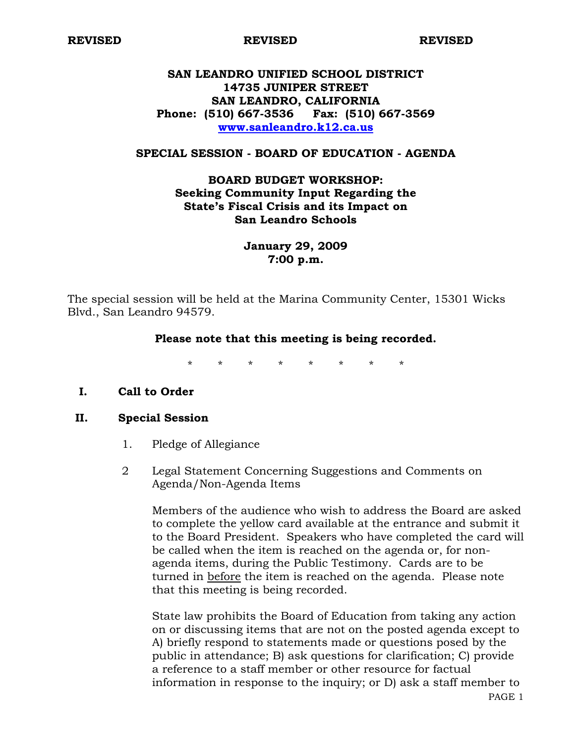**REVISED** **REVISED** **REVISED**

# SAN LEANDRO UNIFIED SCHOOL DISTRICT
## 14735 JUNIPER STREET
## SAN LEANDRO, CALIFORNIA
**Phone: (510) 667-3536 Fax: (510) 667-3569**
**[www.sanleandro.k12.ca.us](http://www.sanleandro.k12.ca.us)**

## SPECIAL SESSION - BOARD OF EDUCATION - AGENDA

### BOARD BUDGET WORKSHOP: Seeking Community Input Regarding the State's Fiscal Crisis and its Impact on San Leandro Schools

**January 29, 2009**
**7:00 p.m.**

The special session will be held at the Marina Community Center, 15301 Wicks Blvd., San Leandro 94579.

**Please note that this meeting is being recorded.**

\* \* \* \* \* \* \* \*

**I. Call to Order**

**II. Special Session**

1. Pledge of Allegiance

2 Legal Statement Concerning Suggestions and Comments on Agenda/Non-Agenda Items

   Members of the audience who wish to address the Board are asked to complete the yellow card available at the entrance and submit it to the Board President. Speakers who have completed the card will be called when the item is reached on the agenda or, for non-agenda items, during the Public Testimony. Cards are to be turned in <u>before</u> the item is reached on the agenda. Please note that this meeting is being recorded.

   State law prohibits the Board of Education from taking any action on or discussing items that are not on the posted agenda except to A) briefly respond to statements made or questions posed by the public in attendance; B) ask questions for clarification; C) provide a reference to a staff member or other resource for factual information in response to the inquiry; or D) ask a staff member to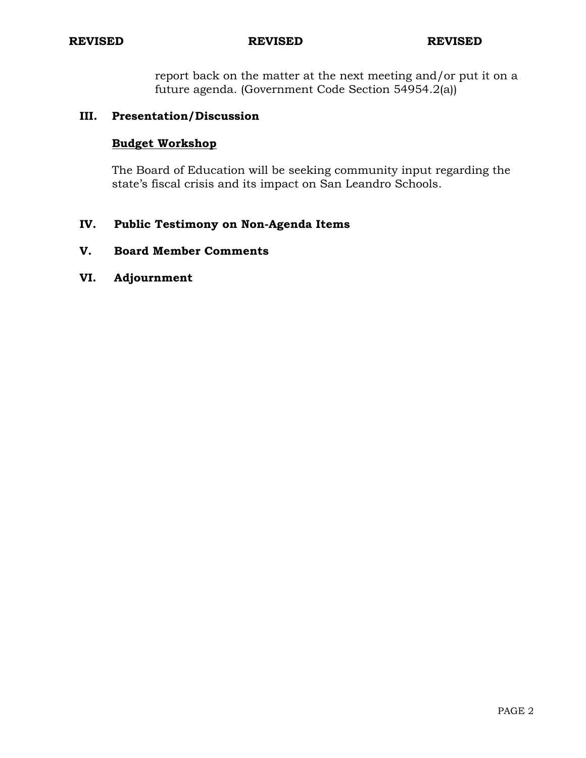REVISED REVISED REVISED

report back on the matter at the next meeting and/or put it on a future agenda. (Government Code Section 54954.2(a))

## III. Presentation/Discussion

**Budget Workshop**

The Board of Education will be seeking community input regarding the state's fiscal crisis and its impact on San Leandro Schools.

## IV. Public Testimony on Non-Agenda Items

## V. Board Member Comments

## VI. Adjournment